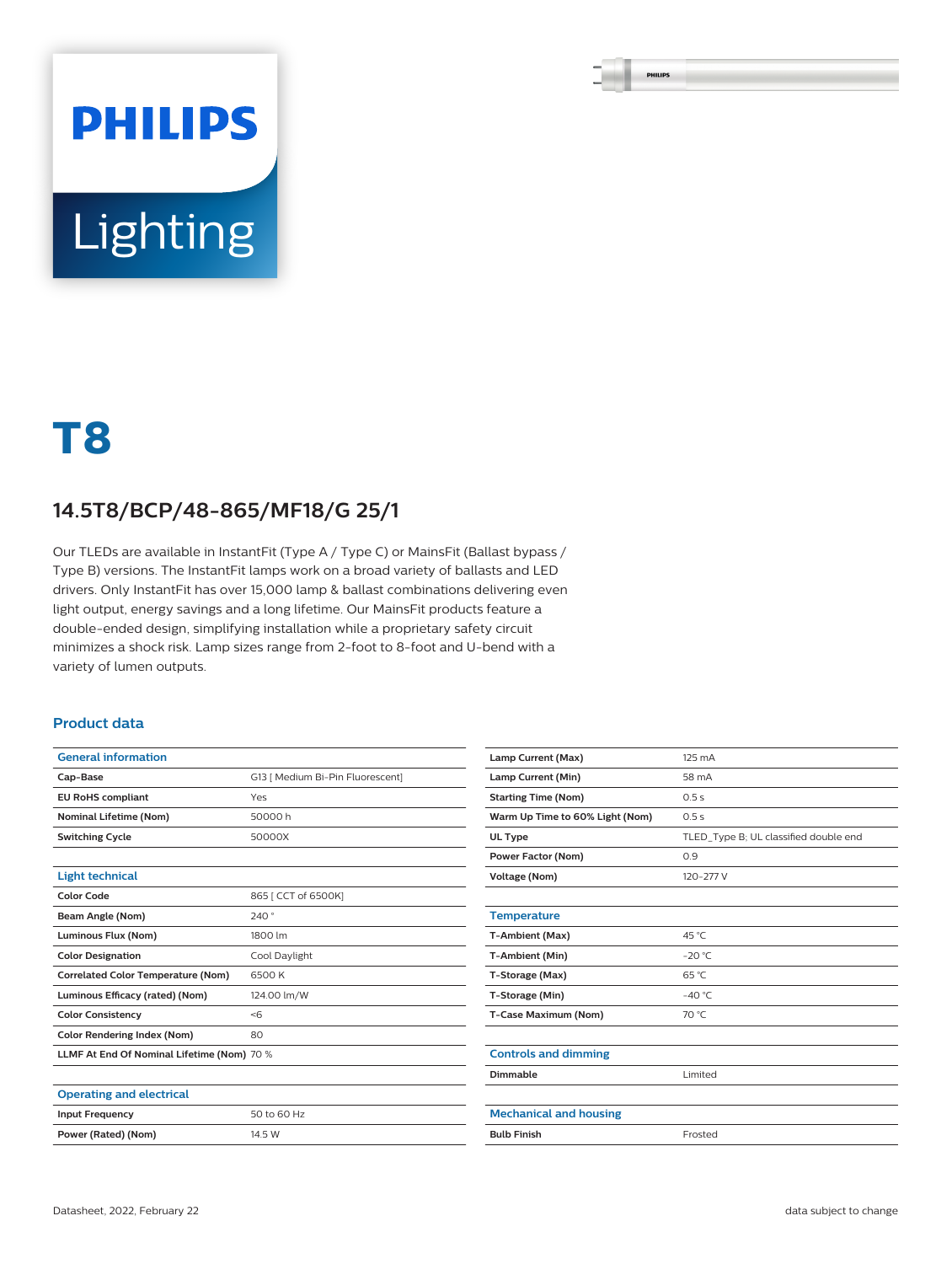# T8

## 14.5T8/BCP/48-865/MF18/G 25/1

Our TLEDs are available in InstantFit (Type A / Type C) or MainsFit (Ballast bypass / Type B) versions. The InstantFit lamps work on a broad variety of ballasts and LED drivers. Only InstantFit has over 15,000 lamp & ballast combinations delivering even light output, energy savings and a long lifetime. Our MainsFit products feature a double-ended design, simplifying installation while a proprietary safety circuit minimizes a shock risk. Lamp sizes range from 2-foot to 8-foot and U-bend with a variety of lumen outputs.

### Product data

| General information | |
|---|---|
| Cap-Base | G13 [ Medium Bi-Pin Fluorescent] |
| EU RoHS compliant | Yes |
| Nominal Lifetime (Nom) | 50000 h |
| Switching Cycle | 50000X |

| Light technical | |
|---|---|
| Color Code | 865 [ CCT of 6500K] |
| Beam Angle (Nom) | 240 ° |
| Luminous Flux (Nom) | 1800 lm |
| Color Designation | Cool Daylight |
| Correlated Color Temperature (Nom) | 6500 K |
| Luminous Efficacy (rated) (Nom) | 124.00 lm/W |
| Color Consistency | <6 |
| Color Rendering Index (Nom) | 80 |
| LLMF At End Of Nominal Lifetime (Nom) | 70 % |

| Operating and electrical | |
|---|---|
| Input Frequency | 50 to 60 Hz |
| Power (Rated) (Nom) | 14.5 W |
| Lamp Current (Max) | 125 mA |
| Lamp Current (Min) | 58 mA |
| Starting Time (Nom) | 0.5 s |
| Warm Up Time to 60% Light (Nom) | 0.5 s |
| UL Type | TLED_Type B; UL classified double end |
| Power Factor (Nom) | 0.9 |
| Voltage (Nom) | 120-277 V |

| Temperature | |
|---|---|
| T-Ambient (Max) | 45 °C |
| T-Ambient (Min) | -20 °C |
| T-Storage (Max) | 65 °C |
| T-Storage (Min) | -40 °C |
| T-Case Maximum (Nom) | 70 °C |

| Controls and dimming | |
|---|---|
| Dimmable | Limited |

| Mechanical and housing | |
|---|---|
| Bulb Finish | Frosted |

Datasheet, 2022, February 22

data subject to change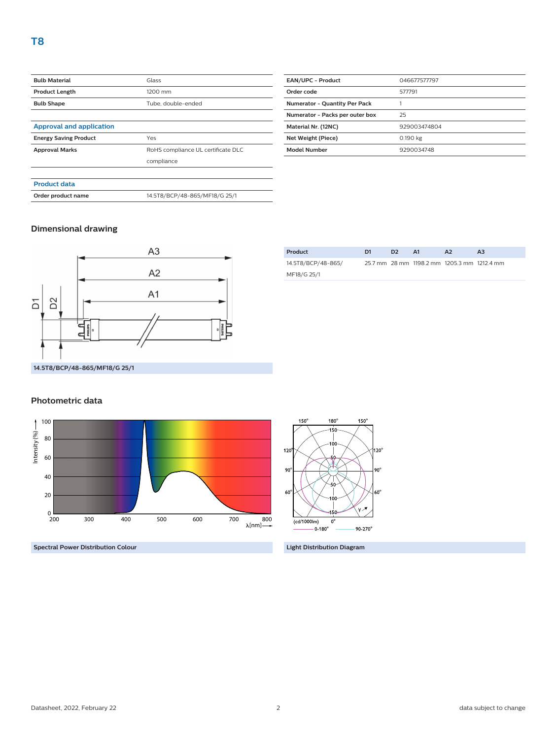# T8

| Bulb Material | Glass |
|---|---|
| Product Length | 1200 mm |
| Bulb Shape | Tube, double-ended |

### Approval and application

| Energy Saving Product | Yes |
|---|---|
| Approval Marks | RoHS compliance UL certificate DLC compliance |

### Product data

| Order product name | 14.5T8/BCP/48-865/MF18/G 25/1 |
|---|---|

| EAN/UPC - Product | 046677577797 |
|---|---|
| Order code | 577791 |
| Numerator - Quantity Per Pack | 1 |
| Numerator - Packs per outer box | 25 |
| Material Nr. (12NC) | 929003474804 |
| Net Weight (Piece) | 0.190 kg |
| Model Number | 9290034748 |

## Dimensional drawing

14.5T8/BCP/48-865/MF18/G 25/1

| Product | D1 | D2 | A1 | A2 | A3 |
|---|---|---|---|---|---|
| 14.5T8/BCP/48-865/MF18/G 25/1 | 25.7 mm | 28 mm | 1198.2 mm | 1205.3 mm | 1212.4 mm |

## Photometric data

Spectral Power Distribution Colour

Light Distribution Diagram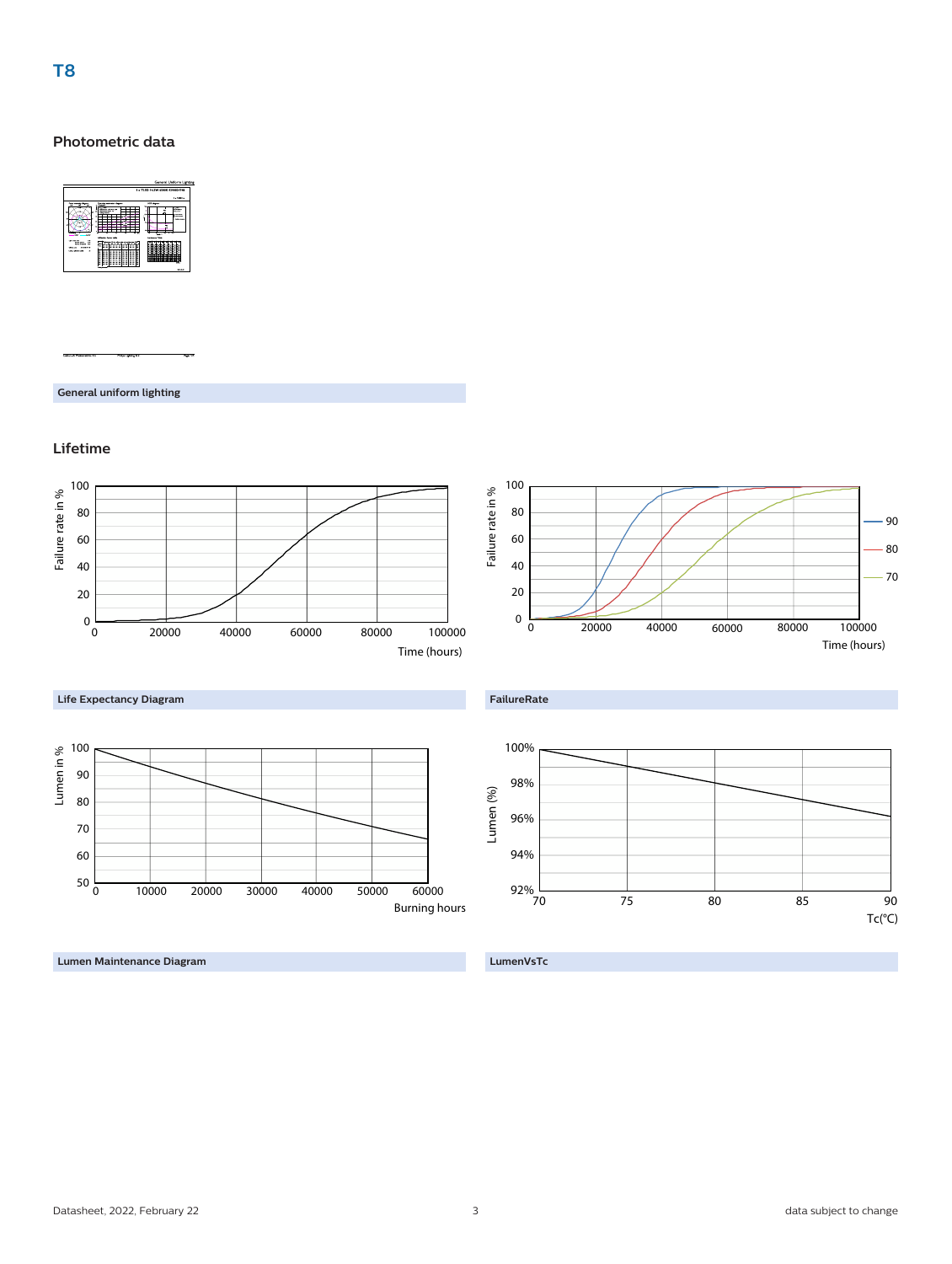## T8

### Photometric data

General uniform lighting

### Lifetime

Life Expectancy Diagram

FailureRate

Lumen Maintenance Diagram

LumenVsTc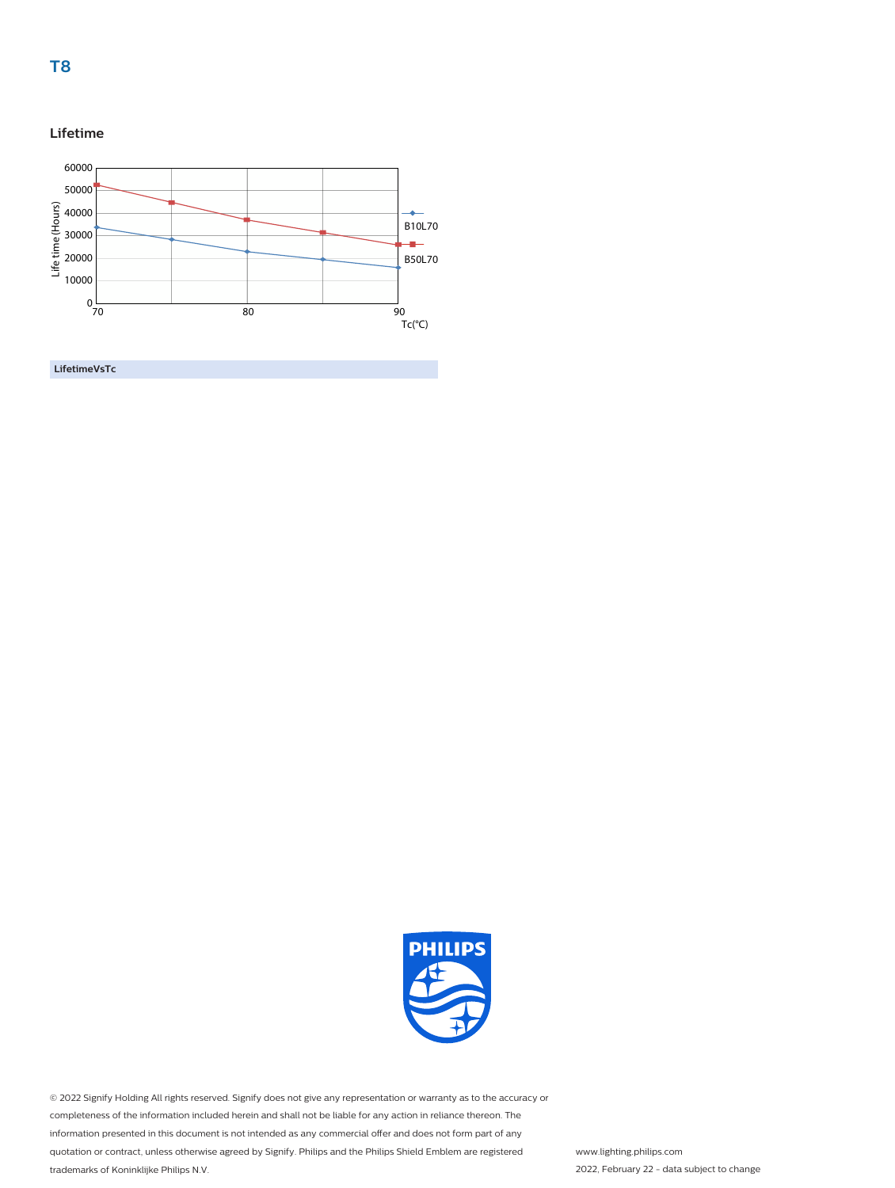# T8

## Lifetime

60000
50000
40000
30000
20000
10000
0
Life time (Hours)
70
80
90
Tc(°C)
B10L70
B50L70

**LifetimeVsTc**

© 2022 Signify Holding All rights reserved. Signify does not give any representation or warranty as to the accuracy or completeness of the information included herein and shall not be liable for any action in reliance thereon. The information presented in this document is not intended as any commercial offer and does not form part of any quotation or contract, unless otherwise agreed by Signify. Philips and the Philips Shield Emblem are registered trademarks of Koninklijke Philips N.V.

www.lighting.philips.com

2022, February 22 - data subject to change